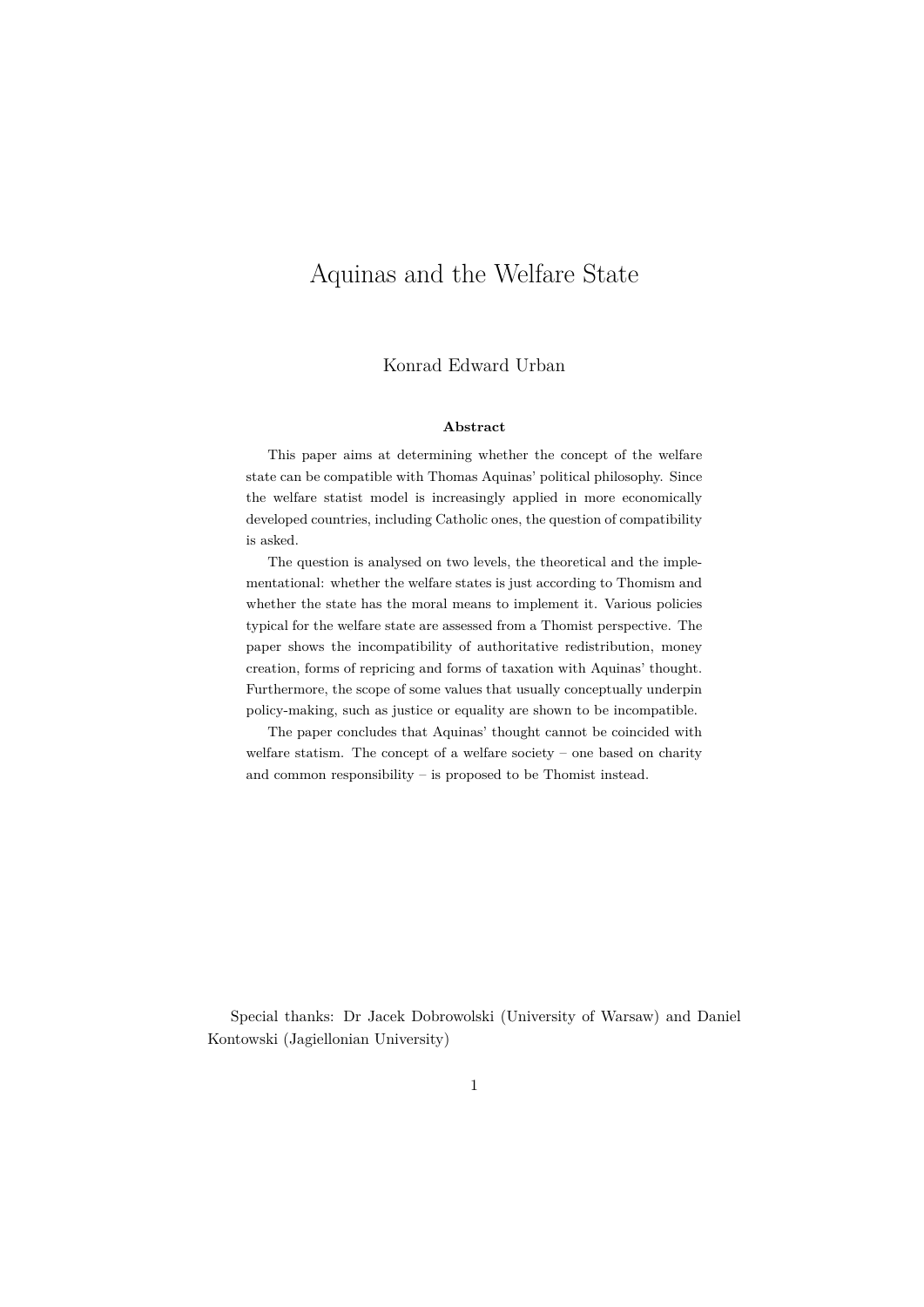# Aquinas and the Welfare State

Konrad Edward Urban

**Abstract**

This paper aims at determining whether the concept of the welfare state can be compatible with Thomas Aquinas' political philosophy. Since the welfare statist model is increasingly applied in more economically developed countries, including Catholic ones, the question of compatibility is asked.

The question is analysed on two levels, the theoretical and the implementational: whether the welfare states is just according to Thomism and whether the state has the moral means to implement it. Various policies typical for the welfare state are assessed from a Thomist perspective. The paper shows the incompatibility of authoritative redistribution, money creation, forms of repricing and forms of taxation with Aquinas' thought. Furthermore, the scope of some values that usually conceptually underpin policy-making, such as justice or equality are shown to be incompatible.

The paper concludes that Aquinas' thought cannot be coincided with welfare statism. The concept of a welfare society – one based on charity and common responsibility – is proposed to be Thomist instead.

Special thanks: Dr Jacek Dobrowolski (University of Warsaw) and Daniel Kontowski (Jagiellonian University)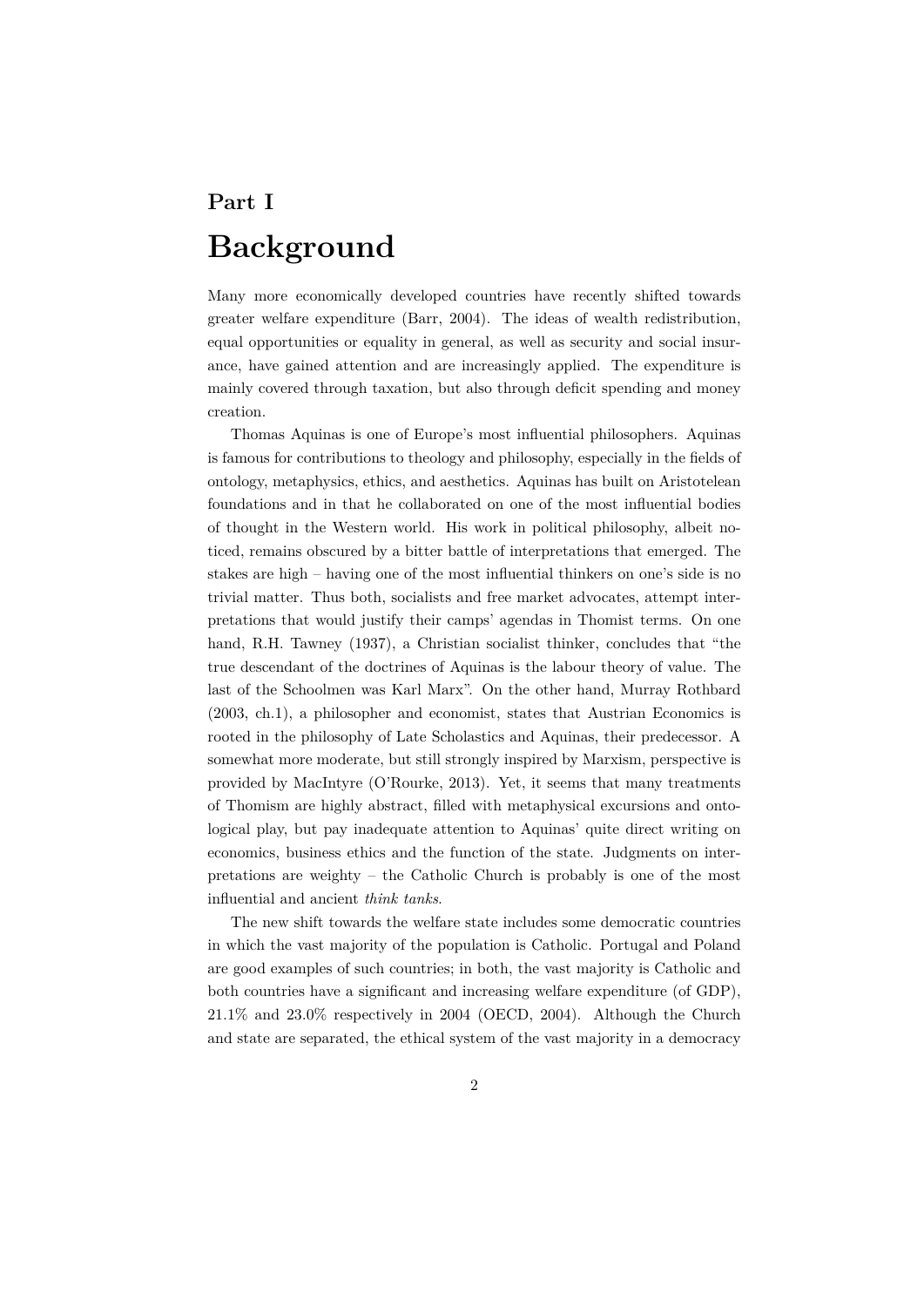# Part I

# Background

Many more economically developed countries have recently shifted towards greater welfare expenditure (Barr, 2004). The ideas of wealth redistribution, equal opportunities or equality in general, as well as security and social insurance, have gained attention and are increasingly applied. The expenditure is mainly covered through taxation, but also through deficit spending and money creation.

Thomas Aquinas is one of Europe's most influential philosophers. Aquinas is famous for contributions to theology and philosophy, especially in the fields of ontology, metaphysics, ethics, and aesthetics. Aquinas has built on Aristotelean foundations and in that he collaborated on one of the most influential bodies of thought in the Western world. His work in political philosophy, albeit noticed, remains obscured by a bitter battle of interpretations that emerged. The stakes are high – having one of the most influential thinkers on one's side is no trivial matter. Thus both, socialists and free market advocates, attempt interpretations that would justify their camps' agendas in Thomist terms. On one hand, R.H. Tawney (1937), a Christian socialist thinker, concludes that "the true descendant of the doctrines of Aquinas is the labour theory of value. The last of the Schoolmen was Karl Marx". On the other hand, Murray Rothbard (2003, ch.1), a philosopher and economist, states that Austrian Economics is rooted in the philosophy of Late Scholastics and Aquinas, their predecessor. A somewhat more moderate, but still strongly inspired by Marxism, perspective is provided by MacIntyre (O'Rourke, 2013). Yet, it seems that many treatments of Thomism are highly abstract, filled with metaphysical excursions and ontological play, but pay inadequate attention to Aquinas' quite direct writing on economics, business ethics and the function of the state. Judgments on interpretations are weighty – the Catholic Church is probably is one of the most influential and ancient *think tanks*.

The new shift towards the welfare state includes some democratic countries in which the vast majority of the population is Catholic. Portugal and Poland are good examples of such countries; in both, the vast majority is Catholic and both countries have a significant and increasing welfare expenditure (of GDP), 21.1% and 23.0% respectively in 2004 (OECD, 2004). Although the Church and state are separated, the ethical system of the vast majority in a democracy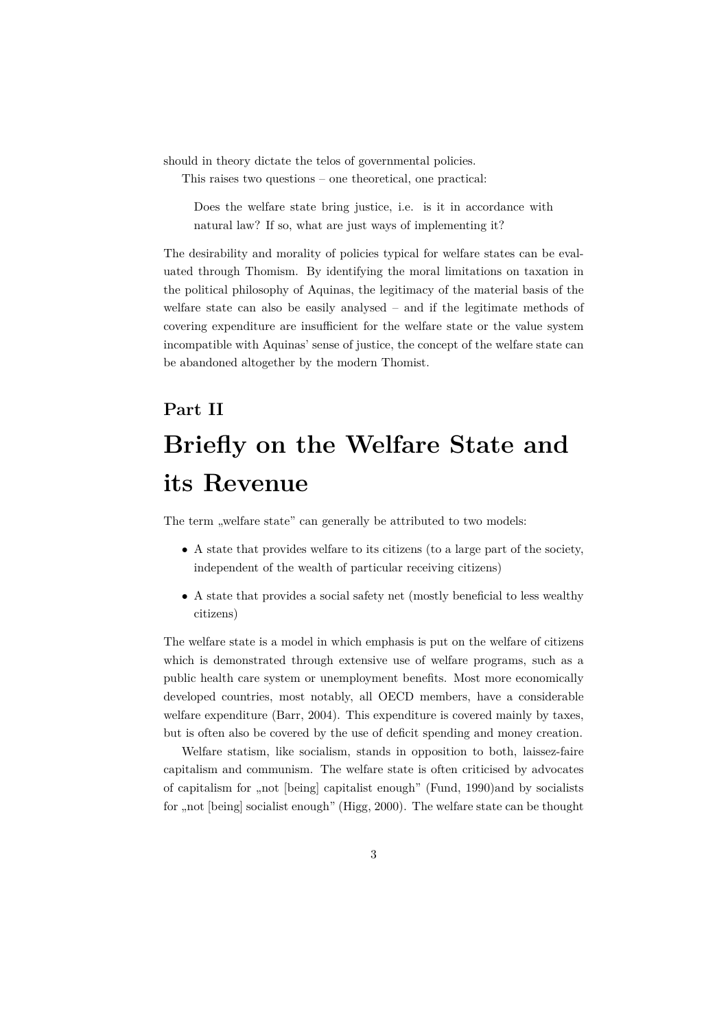should in theory dictate the telos of governmental policies.

This raises two questions – one theoretical, one practical:

> Does the welfare state bring justice, i.e. is it in accordance with natural law? If so, what are just ways of implementing it?

The desirability and morality of policies typical for welfare states can be evaluated through Thomism. By identifying the moral limitations on taxation in the political philosophy of Aquinas, the legitimacy of the material basis of the welfare state can also be easily analysed – and if the legitimate methods of covering expenditure are insufficient for the welfare state or the value system incompatible with Aquinas' sense of justice, the concept of the welfare state can be abandoned altogether by the modern Thomist.

# Part II

# Briefly on the Welfare State and its Revenue

The term „welfare state" can generally be attributed to two models:

- A state that provides welfare to its citizens (to a large part of the society, independent of the wealth of particular receiving citizens)
- A state that provides a social safety net (mostly beneficial to less wealthy citizens)

The welfare state is a model in which emphasis is put on the welfare of citizens which is demonstrated through extensive use of welfare programs, such as a public health care system or unemployment benefits. Most more economically developed countries, most notably, all OECD members, have a considerable welfare expenditure (Barr, 2004). This expenditure is covered mainly by taxes, but is often also be covered by the use of deficit spending and money creation.

Welfare statism, like socialism, stands in opposition to both, laissez-faire capitalism and communism. The welfare state is often criticised by advocates of capitalism for „not [being] capitalist enough" (Fund, 1990)and by socialists for „not [being] socialist enough" (Higg, 2000). The welfare state can be thought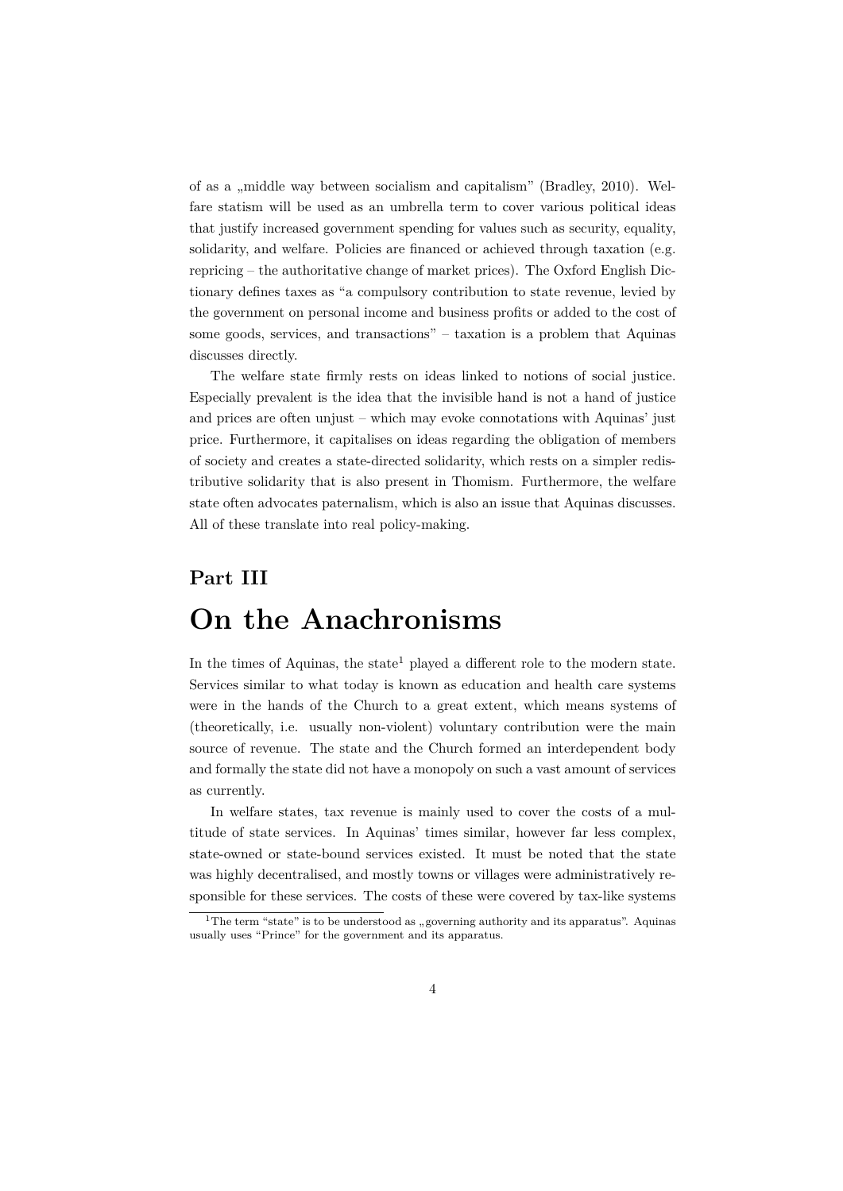of as a „middle way between socialism and capitalism" (Bradley, 2010). Welfare statism will be used as an umbrella term to cover various political ideas that justify increased government spending for values such as security, equality, solidarity, and welfare. Policies are financed or achieved through taxation (e.g. repricing – the authoritative change of market prices). The Oxford English Dictionary defines taxes as "a compulsory contribution to state revenue, levied by the government on personal income and business profits or added to the cost of some goods, services, and transactions" – taxation is a problem that Aquinas discusses directly.

The welfare state firmly rests on ideas linked to notions of social justice. Especially prevalent is the idea that the invisible hand is not a hand of justice and prices are often unjust – which may evoke connotations with Aquinas' just price. Furthermore, it capitalises on ideas regarding the obligation of members of society and creates a state-directed solidarity, which rests on a simpler redistributive solidarity that is also present in Thomism. Furthermore, the welfare state often advocates paternalism, which is also an issue that Aquinas discusses. All of these translate into real policy-making.

## Part III

# On the Anachronisms

In the times of Aquinas, the state[1] played a different role to the modern state. Services similar to what today is known as education and health care systems were in the hands of the Church to a great extent, which means systems of (theoretically, i.e. usually non-violent) voluntary contribution were the main source of revenue. The state and the Church formed an interdependent body and formally the state did not have a monopoly on such a vast amount of services as currently.

In welfare states, tax revenue is mainly used to cover the costs of a multitude of state services. In Aquinas' times similar, however far less complex, state-owned or state-bound services existed. It must be noted that the state was highly decentralised, and mostly towns or villages were administratively responsible for these services. The costs of these were covered by tax-like systems

[1] The term "state" is to be understood as „governing authority and its apparatus". Aquinas usually uses "Prince" for the government and its apparatus.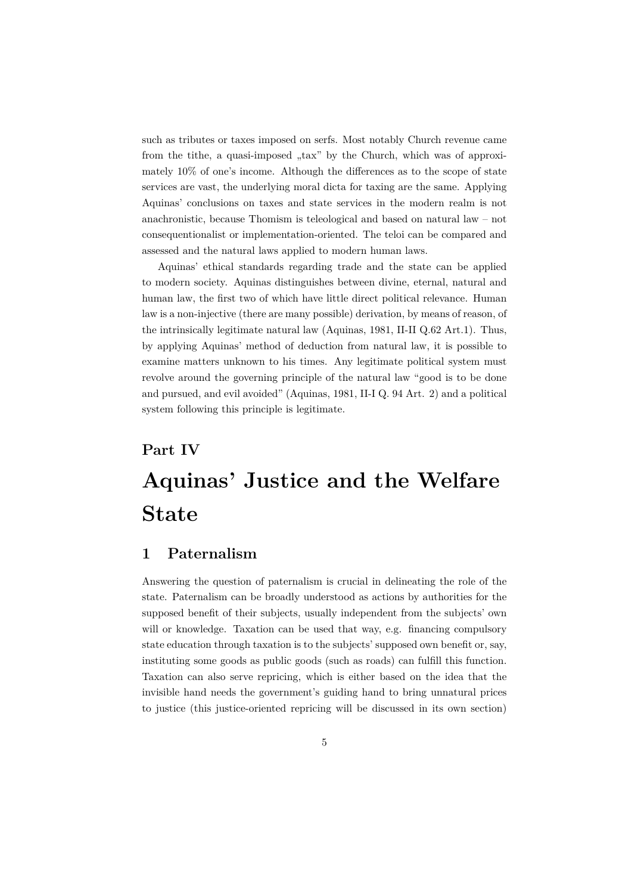such as tributes or taxes imposed on serfs. Most notably Church revenue came from the tithe, a quasi-imposed „tax" by the Church, which was of approximately 10% of one's income. Although the differences as to the scope of state services are vast, the underlying moral dicta for taxing are the same. Applying Aquinas' conclusions on taxes and state services in the modern realm is not anachronistic, because Thomism is teleological and based on natural law – not consequentionalist or implementation-oriented. The teloi can be compared and assessed and the natural laws applied to modern human laws.

Aquinas' ethical standards regarding trade and the state can be applied to modern society. Aquinas distinguishes between divine, eternal, natural and human law, the first two of which have little direct political relevance. Human law is a non-injective (there are many possible) derivation, by means of reason, of the intrinsically legitimate natural law (Aquinas, 1981, II-II Q.62 Art.1). Thus, by applying Aquinas' method of deduction from natural law, it is possible to examine matters unknown to his times. Any legitimate political system must revolve around the governing principle of the natural law "good is to be done and pursued, and evil avoided" (Aquinas, 1981, II-I Q. 94 Art. 2) and a political system following this principle is legitimate.

# Part IV

# Aquinas' Justice and the Welfare State

## 1 Paternalism

Answering the question of paternalism is crucial in delineating the role of the state. Paternalism can be broadly understood as actions by authorities for the supposed benefit of their subjects, usually independent from the subjects' own will or knowledge. Taxation can be used that way, e.g. financing compulsory state education through taxation is to the subjects' supposed own benefit or, say, instituting some goods as public goods (such as roads) can fulfill this function. Taxation can also serve repricing, which is either based on the idea that the invisible hand needs the government's guiding hand to bring unnatural prices to justice (this justice-oriented repricing will be discussed in its own section)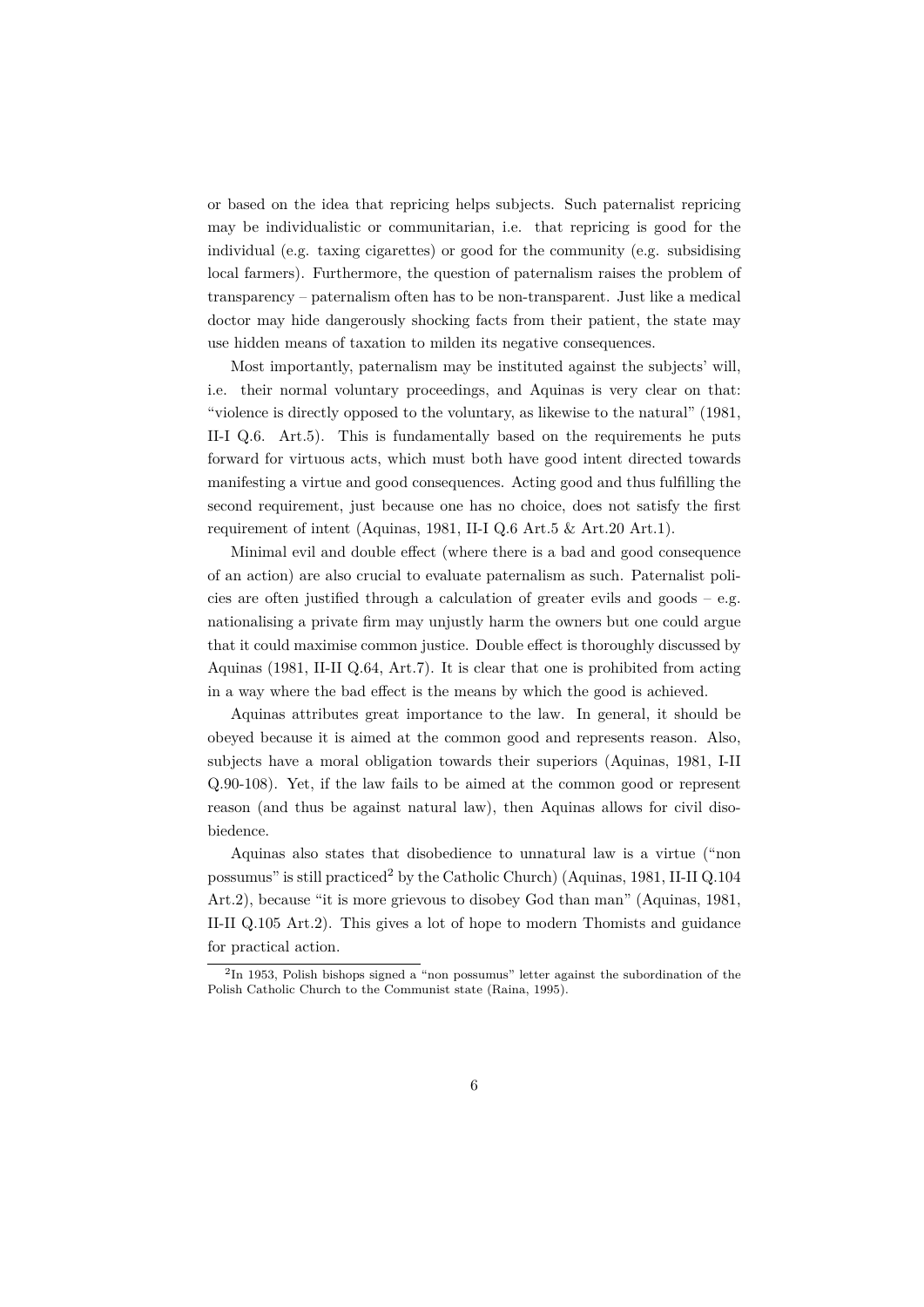or based on the idea that repricing helps subjects. Such paternalist repricing may be individualistic or communitarian, i.e. that repricing is good for the individual (e.g. taxing cigarettes) or good for the community (e.g. subsidising local farmers). Furthermore, the question of paternalism raises the problem of transparency – paternalism often has to be non-transparent. Just like a medical doctor may hide dangerously shocking facts from their patient, the state may use hidden means of taxation to milden its negative consequences.

Most importantly, paternalism may be instituted against the subjects' will, i.e. their normal voluntary proceedings, and Aquinas is very clear on that: "violence is directly opposed to the voluntary, as likewise to the natural" (1981, II-I Q.6. Art.5). This is fundamentally based on the requirements he puts forward for virtuous acts, which must both have good intent directed towards manifesting a virtue and good consequences. Acting good and thus fulfilling the second requirement, just because one has no choice, does not satisfy the first requirement of intent (Aquinas, 1981, II-I Q.6 Art.5 & Art.20 Art.1).

Minimal evil and double effect (where there is a bad and good consequence of an action) are also crucial to evaluate paternalism as such. Paternalist policies are often justified through a calculation of greater evils and goods – e.g. nationalising a private firm may unjustly harm the owners but one could argue that it could maximise common justice. Double effect is thoroughly discussed by Aquinas (1981, II-II Q.64, Art.7). It is clear that one is prohibited from acting in a way where the bad effect is the means by which the good is achieved.

Aquinas attributes great importance to the law. In general, it should be obeyed because it is aimed at the common good and represents reason. Also, subjects have a moral obligation towards their superiors (Aquinas, 1981, I-II Q.90-108). Yet, if the law fails to be aimed at the common good or represent reason (and thus be against natural law), then Aquinas allows for civil disobiedence.

Aquinas also states that disobedience to unnatural law is a virtue ("non possumus" is still practiced[2] by the Catholic Church) (Aquinas, 1981, II-II Q.104 Art.2), because "it is more grievous to disobey God than man" (Aquinas, 1981, II-II Q.105 Art.2). This gives a lot of hope to modern Thomists and guidance for practical action.

[2] In 1953, Polish bishops signed a "non possumus" letter against the subordination of the Polish Catholic Church to the Communist state (Raina, 1995).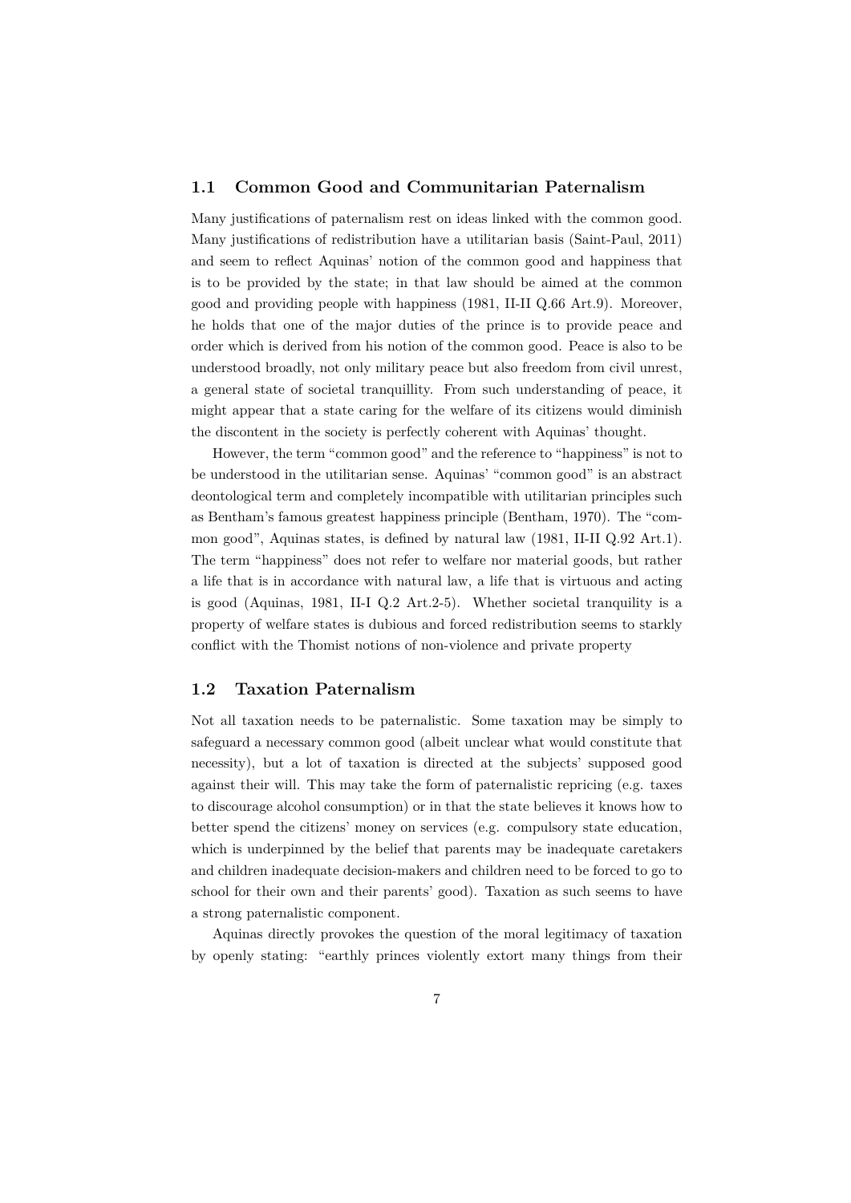### 1.1 Common Good and Communitarian Paternalism

Many justifications of paternalism rest on ideas linked with the common good. Many justifications of redistribution have a utilitarian basis (Saint-Paul, 2011) and seem to reflect Aquinas' notion of the common good and happiness that is to be provided by the state; in that law should be aimed at the common good and providing people with happiness (1981, II-II Q.66 Art.9). Moreover, he holds that one of the major duties of the prince is to provide peace and order which is derived from his notion of the common good. Peace is also to be understood broadly, not only military peace but also freedom from civil unrest, a general state of societal tranquillity. From such understanding of peace, it might appear that a state caring for the welfare of its citizens would diminish the discontent in the society is perfectly coherent with Aquinas' thought.

However, the term "common good" and the reference to "happiness" is not to be understood in the utilitarian sense. Aquinas' "common good" is an abstract deontological term and completely incompatible with utilitarian principles such as Bentham's famous greatest happiness principle (Bentham, 1970). The "common good", Aquinas states, is defined by natural law (1981, II-II Q.92 Art.1). The term "happiness" does not refer to welfare nor material goods, but rather a life that is in accordance with natural law, a life that is virtuous and acting is good (Aquinas, 1981, II-I Q.2 Art.2-5). Whether societal tranquility is a property of welfare states is dubious and forced redistribution seems to starkly conflict with the Thomist notions of non-violence and private property

### 1.2 Taxation Paternalism

Not all taxation needs to be paternalistic. Some taxation may be simply to safeguard a necessary common good (albeit unclear what would constitute that necessity), but a lot of taxation is directed at the subjects' supposed good against their will. This may take the form of paternalistic repricing (e.g. taxes to discourage alcohol consumption) or in that the state believes it knows how to better spend the citizens' money on services (e.g. compulsory state education, which is underpinned by the belief that parents may be inadequate caretakers and children inadequate decision-makers and children need to be forced to go to school for their own and their parents' good). Taxation as such seems to have a strong paternalistic component.

Aquinas directly provokes the question of the moral legitimacy of taxation by openly stating: "earthly princes violently extort many things from their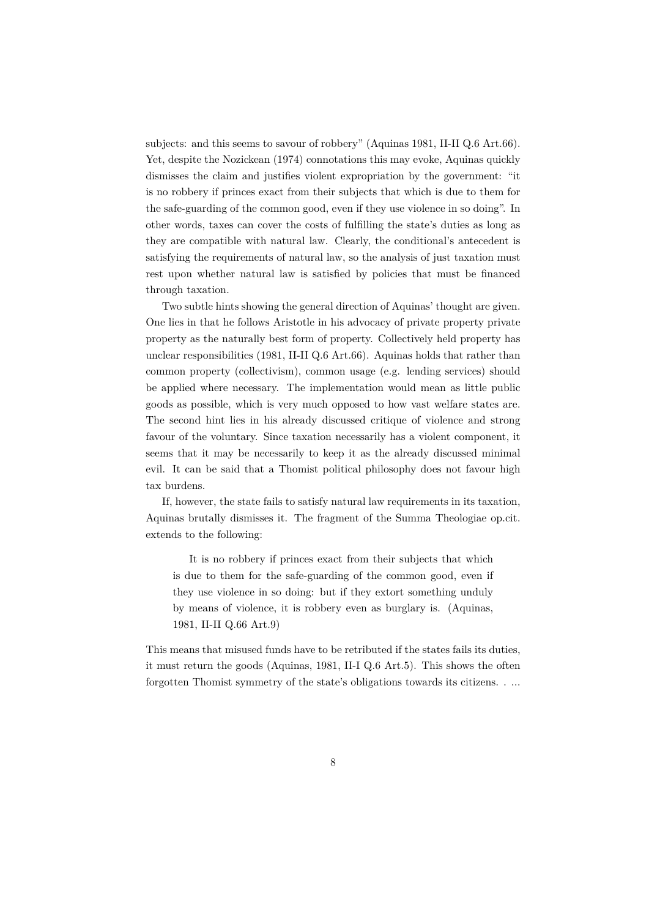subjects: and this seems to savour of robbery" (Aquinas 1981, II-II Q.6 Art.66). Yet, despite the Nozickean (1974) connotations this may evoke, Aquinas quickly dismisses the claim and justifies violent expropriation by the government: "it is no robbery if princes exact from their subjects that which is due to them for the safe-guarding of the common good, even if they use violence in so doing". In other words, taxes can cover the costs of fulfilling the state's duties as long as they are compatible with natural law. Clearly, the conditional's antecedent is satisfying the requirements of natural law, so the analysis of just taxation must rest upon whether natural law is satisfied by policies that must be financed through taxation.

Two subtle hints showing the general direction of Aquinas' thought are given. One lies in that he follows Aristotle in his advocacy of private property private property as the naturally best form of property. Collectively held property has unclear responsibilities (1981, II-II Q.6 Art.66). Aquinas holds that rather than common property (collectivism), common usage (e.g. lending services) should be applied where necessary. The implementation would mean as little public goods as possible, which is very much opposed to how vast welfare states are. The second hint lies in his already discussed critique of violence and strong favour of the voluntary. Since taxation necessarily has a violent component, it seems that it may be necessarily to keep it as the already discussed minimal evil. It can be said that a Thomist political philosophy does not favour high tax burdens.

If, however, the state fails to satisfy natural law requirements in its taxation, Aquinas brutally dismisses it. The fragment of the Summa Theologiae op.cit. extends to the following:

> It is no robbery if princes exact from their subjects that which is due to them for the safe-guarding of the common good, even if they use violence in so doing: but if they extort something unduly by means of violence, it is robbery even as burglary is. (Aquinas, 1981, II-II Q.66 Art.9)

This means that misused funds have to be retributed if the states fails its duties, it must return the goods (Aquinas, 1981, II-I Q.6 Art.5). This shows the often forgotten Thomist symmetry of the state's obligations towards its citizens. . ...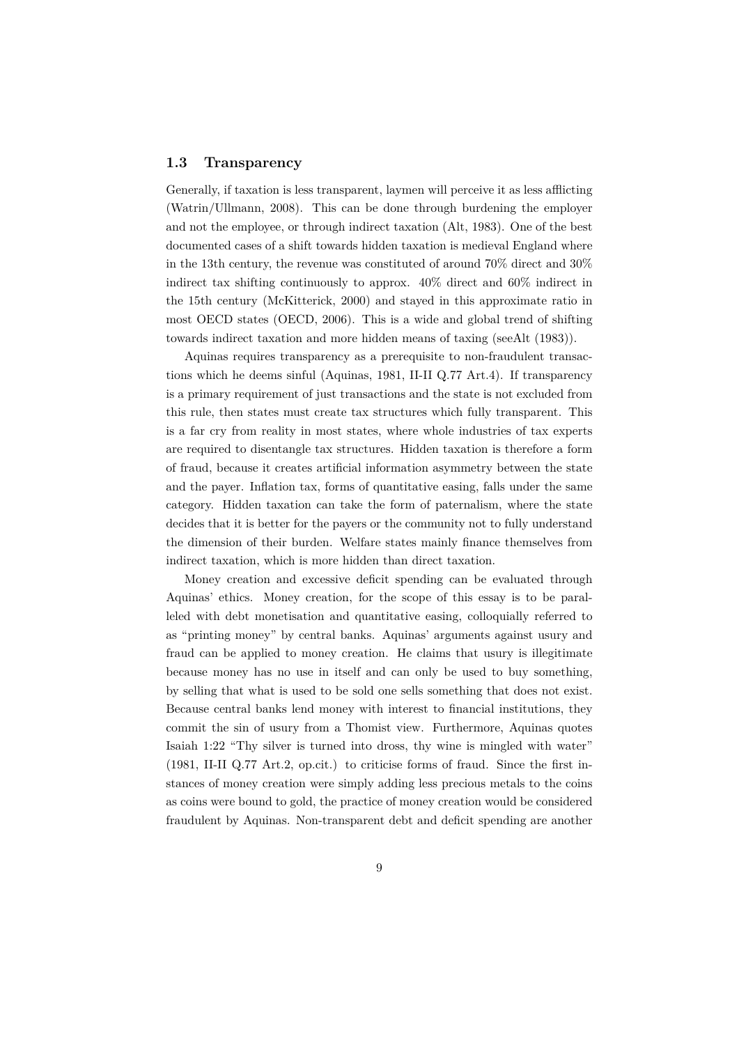## 1.3 Transparency

Generally, if taxation is less transparent, laymen will perceive it as less afflicting (Watrin/Ullmann, 2008). This can be done through burdening the employer and not the employee, or through indirect taxation (Alt, 1983). One of the best documented cases of a shift towards hidden taxation is medieval England where in the 13th century, the revenue was constituted of around 70% direct and 30% indirect tax shifting continuously to approx. 40% direct and 60% indirect in the 15th century (McKitterick, 2000) and stayed in this approximate ratio in most OECD states (OECD, 2006). This is a wide and global trend of shifting towards indirect taxation and more hidden means of taxing (seeAlt (1983)).

Aquinas requires transparency as a prerequisite to non-fraudulent transactions which he deems sinful (Aquinas, 1981, II-II Q.77 Art.4). If transparency is a primary requirement of just transactions and the state is not excluded from this rule, then states must create tax structures which fully transparent. This is a far cry from reality in most states, where whole industries of tax experts are required to disentangle tax structures. Hidden taxation is therefore a form of fraud, because it creates artificial information asymmetry between the state and the payer. Inflation tax, forms of quantitative easing, falls under the same category. Hidden taxation can take the form of paternalism, where the state decides that it is better for the payers or the community not to fully understand the dimension of their burden. Welfare states mainly finance themselves from indirect taxation, which is more hidden than direct taxation.

Money creation and excessive deficit spending can be evaluated through Aquinas' ethics. Money creation, for the scope of this essay is to be paralleled with debt monetisation and quantitative easing, colloquially referred to as "printing money" by central banks. Aquinas' arguments against usury and fraud can be applied to money creation. He claims that usury is illegitimate because money has no use in itself and can only be used to buy something, by selling that what is used to be sold one sells something that does not exist. Because central banks lend money with interest to financial institutions, they commit the sin of usury from a Thomist view. Furthermore, Aquinas quotes Isaiah 1:22 "Thy silver is turned into dross, thy wine is mingled with water" (1981, II-II Q.77 Art.2, op.cit.) to criticise forms of fraud. Since the first instances of money creation were simply adding less precious metals to the coins as coins were bound to gold, the practice of money creation would be considered fraudulent by Aquinas. Non-transparent debt and deficit spending are another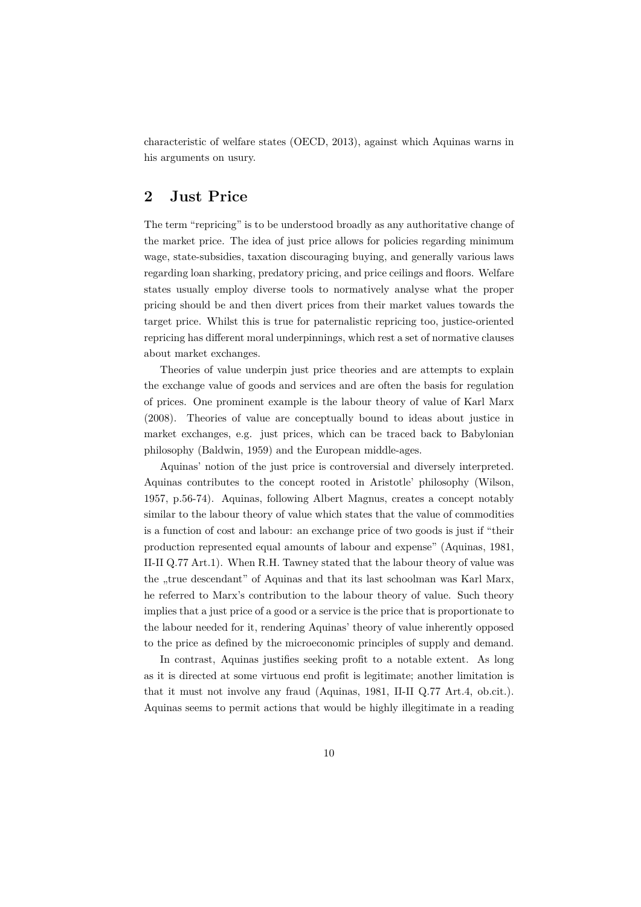characteristic of welfare states (OECD, 2013), against which Aquinas warns in his arguments on usury.

## 2 Just Price

The term "repricing" is to be understood broadly as any authoritative change of the market price. The idea of just price allows for policies regarding minimum wage, state-subsidies, taxation discouraging buying, and generally various laws regarding loan sharking, predatory pricing, and price ceilings and floors. Welfare states usually employ diverse tools to normatively analyse what the proper pricing should be and then divert prices from their market values towards the target price. Whilst this is true for paternalistic repricing too, justice-oriented repricing has different moral underpinnings, which rest a set of normative clauses about market exchanges.

Theories of value underpin just price theories and are attempts to explain the exchange value of goods and services and are often the basis for regulation of prices. One prominent example is the labour theory of value of Karl Marx (2008). Theories of value are conceptually bound to ideas about justice in market exchanges, e.g. just prices, which can be traced back to Babylonian philosophy (Baldwin, 1959) and the European middle-ages.

Aquinas' notion of the just price is controversial and diversely interpreted. Aquinas contributes to the concept rooted in Aristotle' philosophy (Wilson, 1957, p.56-74). Aquinas, following Albert Magnus, creates a concept notably similar to the labour theory of value which states that the value of commodities is a function of cost and labour: an exchange price of two goods is just if "their production represented equal amounts of labour and expense" (Aquinas, 1981, II-II Q.77 Art.1). When R.H. Tawney stated that the labour theory of value was the „true descendant" of Aquinas and that its last schoolman was Karl Marx, he referred to Marx's contribution to the labour theory of value. Such theory implies that a just price of a good or a service is the price that is proportionate to the labour needed for it, rendering Aquinas' theory of value inherently opposed to the price as defined by the microeconomic principles of supply and demand.

In contrast, Aquinas justifies seeking profit to a notable extent. As long as it is directed at some virtuous end profit is legitimate; another limitation is that it must not involve any fraud (Aquinas, 1981, II-II Q.77 Art.4, ob.cit.). Aquinas seems to permit actions that would be highly illegitimate in a reading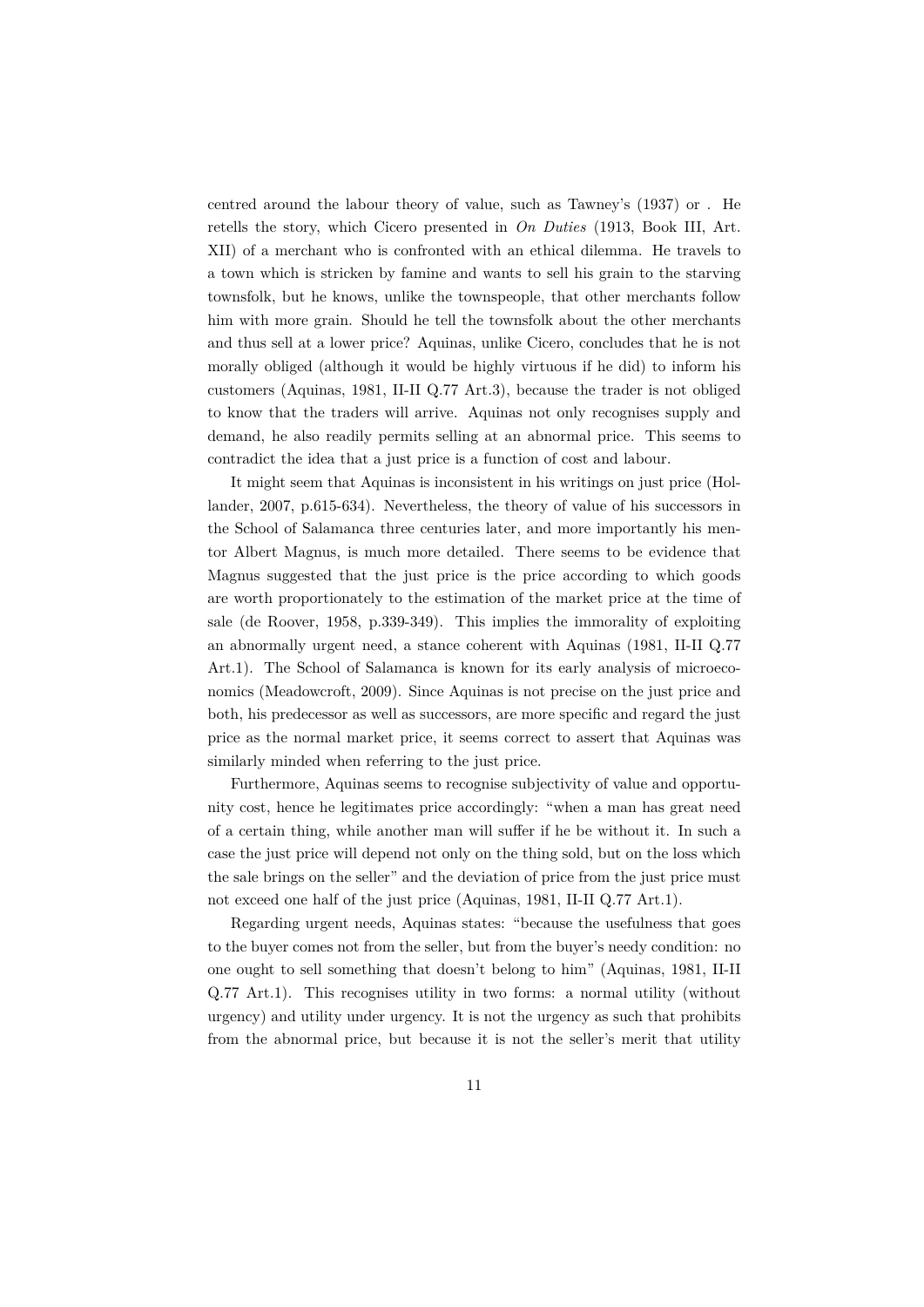centred around the labour theory of value, such as Tawney's (1937) or . He retells the story, which Cicero presented in *On Duties* (1913, Book III, Art. XII) of a merchant who is confronted with an ethical dilemma. He travels to a town which is stricken by famine and wants to sell his grain to the starving townsfolk, but he knows, unlike the townspeople, that other merchants follow him with more grain. Should he tell the townsfolk about the other merchants and thus sell at a lower price? Aquinas, unlike Cicero, concludes that he is not morally obliged (although it would be highly virtuous if he did) to inform his customers (Aquinas, 1981, II-II Q.77 Art.3), because the trader is not obliged to know that the traders will arrive. Aquinas not only recognises supply and demand, he also readily permits selling at an abnormal price. This seems to contradict the idea that a just price is a function of cost and labour.

It might seem that Aquinas is inconsistent in his writings on just price (Hollander, 2007, p.615-634). Nevertheless, the theory of value of his successors in the School of Salamanca three centuries later, and more importantly his mentor Albert Magnus, is much more detailed. There seems to be evidence that Magnus suggested that the just price is the price according to which goods are worth proportionately to the estimation of the market price at the time of sale (de Roover, 1958, p.339-349). This implies the immorality of exploiting an abnormally urgent need, a stance coherent with Aquinas (1981, II-II Q.77 Art.1). The School of Salamanca is known for its early analysis of microeconomics (Meadowcroft, 2009). Since Aquinas is not precise on the just price and both, his predecessor as well as successors, are more specific and regard the just price as the normal market price, it seems correct to assert that Aquinas was similarly minded when referring to the just price.

Furthermore, Aquinas seems to recognise subjectivity of value and opportunity cost, hence he legitimates price accordingly: "when a man has great need of a certain thing, while another man will suffer if he be without it. In such a case the just price will depend not only on the thing sold, but on the loss which the sale brings on the seller" and the deviation of price from the just price must not exceed one half of the just price (Aquinas, 1981, II-II Q.77 Art.1).

Regarding urgent needs, Aquinas states: "because the usefulness that goes to the buyer comes not from the seller, but from the buyer's needy condition: no one ought to sell something that doesn't belong to him" (Aquinas, 1981, II-II Q.77 Art.1). This recognises utility in two forms: a normal utility (without urgency) and utility under urgency. It is not the urgency as such that prohibits from the abnormal price, but because it is not the seller's merit that utility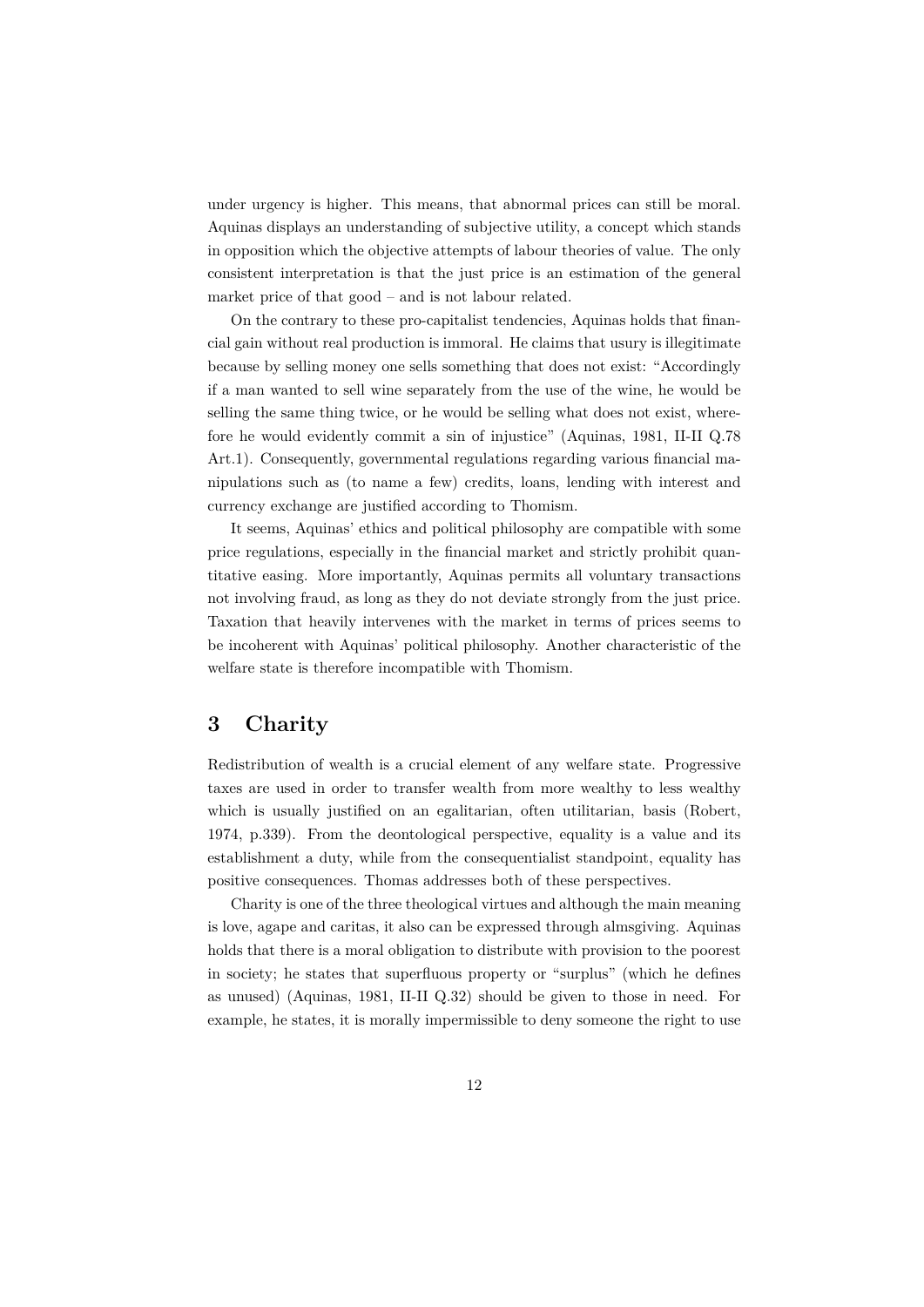under urgency is higher. This means, that abnormal prices can still be moral. Aquinas displays an understanding of subjective utility, a concept which stands in opposition which the objective attempts of labour theories of value. The only consistent interpretation is that the just price is an estimation of the general market price of that good – and is not labour related.

On the contrary to these pro-capitalist tendencies, Aquinas holds that financial gain without real production is immoral. He claims that usury is illegitimate because by selling money one sells something that does not exist: "Accordingly if a man wanted to sell wine separately from the use of the wine, he would be selling the same thing twice, or he would be selling what does not exist, wherefore he would evidently commit a sin of injustice" (Aquinas, 1981, II-II Q.78 Art.1). Consequently, governmental regulations regarding various financial manipulations such as (to name a few) credits, loans, lending with interest and currency exchange are justified according to Thomism.

It seems, Aquinas' ethics and political philosophy are compatible with some price regulations, especially in the financial market and strictly prohibit quantitative easing. More importantly, Aquinas permits all voluntary transactions not involving fraud, as long as they do not deviate strongly from the just price. Taxation that heavily intervenes with the market in terms of prices seems to be incoherent with Aquinas' political philosophy. Another characteristic of the welfare state is therefore incompatible with Thomism.

## 3 Charity

Redistribution of wealth is a crucial element of any welfare state. Progressive taxes are used in order to transfer wealth from more wealthy to less wealthy which is usually justified on an egalitarian, often utilitarian, basis (Robert, 1974, p.339). From the deontological perspective, equality is a value and its establishment a duty, while from the consequentialist standpoint, equality has positive consequences. Thomas addresses both of these perspectives.

Charity is one of the three theological virtues and although the main meaning is love, agape and caritas, it also can be expressed through almsgiving. Aquinas holds that there is a moral obligation to distribute with provision to the poorest in society; he states that superfluous property or "surplus" (which he defines as unused) (Aquinas, 1981, II-II Q.32) should be given to those in need. For example, he states, it is morally impermissible to deny someone the right to use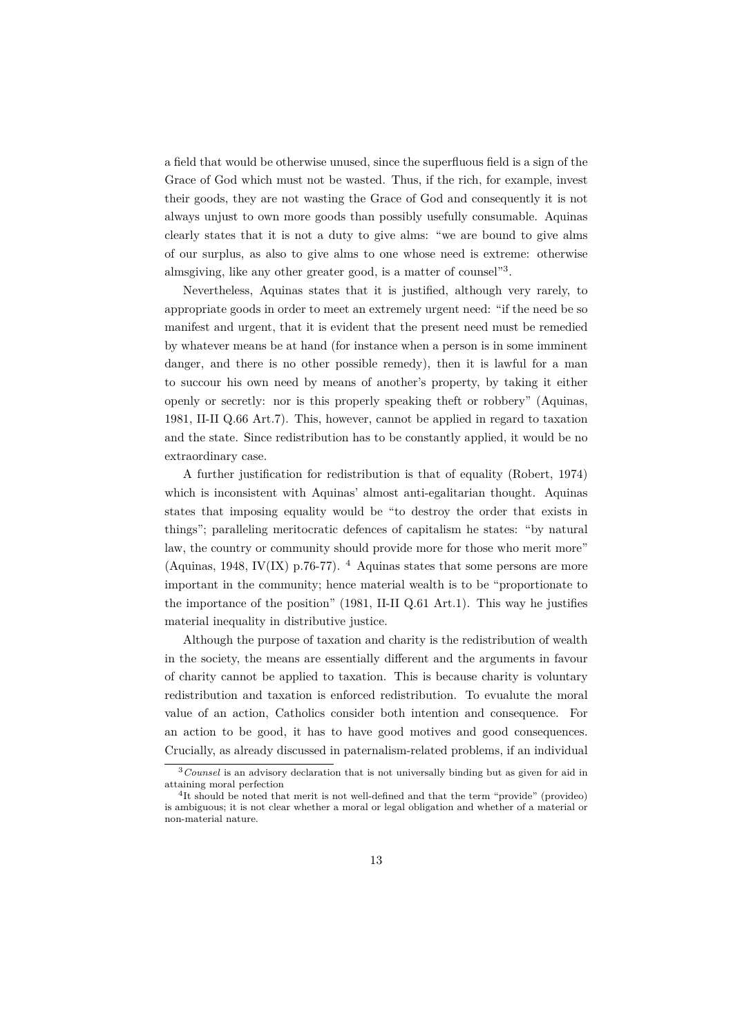a field that would be otherwise unused, since the superfluous field is a sign of the Grace of God which must not be wasted. Thus, if the rich, for example, invest their goods, they are not wasting the Grace of God and consequently it is not always unjust to own more goods than possibly usefully consumable. Aquinas clearly states that it is not a duty to give alms: "we are bound to give alms of our surplus, as also to give alms to one whose need is extreme: otherwise almsgiving, like any other greater good, is a matter of counsel"[3].

Nevertheless, Aquinas states that it is justified, although very rarely, to appropriate goods in order to meet an extremely urgent need: "if the need be so manifest and urgent, that it is evident that the present need must be remedied by whatever means be at hand (for instance when a person is in some imminent danger, and there is no other possible remedy), then it is lawful for a man to succour his own need by means of another's property, by taking it either openly or secretly: nor is this properly speaking theft or robbery" (Aquinas, 1981, II-II Q.66 Art.7). This, however, cannot be applied in regard to taxation and the state. Since redistribution has to be constantly applied, it would be no extraordinary case.

A further justification for redistribution is that of equality (Robert, 1974) which is inconsistent with Aquinas' almost anti-egalitarian thought. Aquinas states that imposing equality would be "to destroy the order that exists in things"; paralleling meritocratic defences of capitalism he states: "by natural law, the country or community should provide more for those who merit more" (Aquinas, 1948, IV(IX) p.76-77). [4] Aquinas states that some persons are more important in the community; hence material wealth is to be "proportionate to the importance of the position" (1981, II-II Q.61 Art.1). This way he justifies material inequality in distributive justice.

Although the purpose of taxation and charity is the redistribution of wealth in the society, the means are essentially different and the arguments in favour of charity cannot be applied to taxation. This is because charity is voluntary redistribution and taxation is enforced redistribution. To evualute the moral value of an action, Catholics consider both intention and consequence. For an action to be good, it has to have good motives and good consequences. Crucially, as already discussed in paternalism-related problems, if an individual

---

[3] *Counsel* is an advisory declaration that is not universally binding but as given for aid in attaining moral perfection

[4] It should be noted that merit is not well-defined and that the term "provide" (provideo) is ambiguous; it is not clear whether a moral or legal obligation and whether of a material or non-material nature.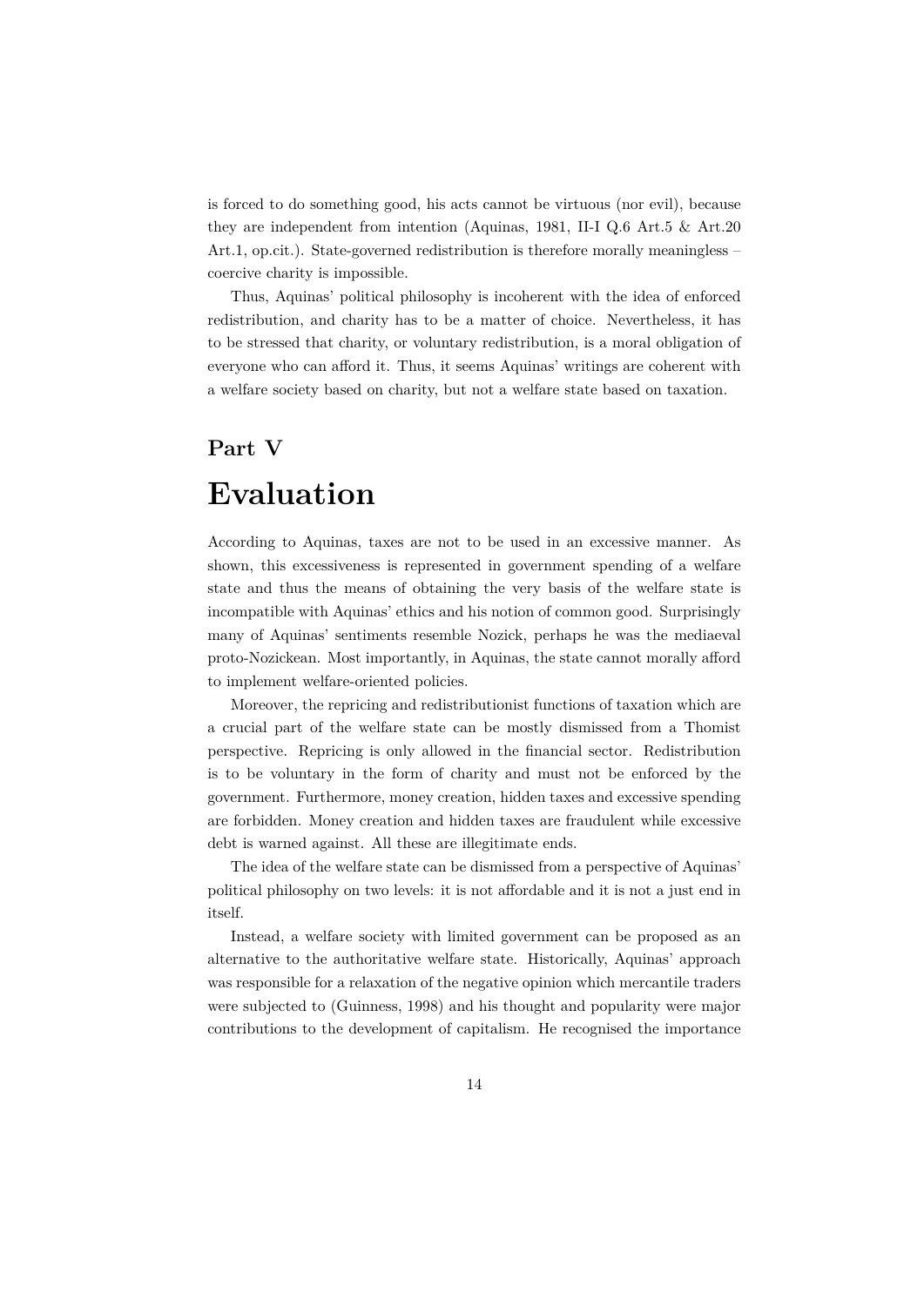is forced to do something good, his acts cannot be virtuous (nor evil), because they are independent from intention (Aquinas, 1981, II-I Q.6 Art.5 & Art.20 Art.1, op.cit.). State-governed redistribution is therefore morally meaningless – coercive charity is impossible.

Thus, Aquinas' political philosophy is incoherent with the idea of enforced redistribution, and charity has to be a matter of choice. Nevertheless, it has to be stressed that charity, or voluntary redistribution, is a moral obligation of everyone who can afford it. Thus, it seems Aquinas' writings are coherent with a welfare society based on charity, but not a welfare state based on taxation.

# Part V

# Evaluation

According to Aquinas, taxes are not to be used in an excessive manner. As shown, this excessiveness is represented in government spending of a welfare state and thus the means of obtaining the very basis of the welfare state is incompatible with Aquinas' ethics and his notion of common good. Surprisingly many of Aquinas' sentiments resemble Nozick, perhaps he was the mediaeval proto-Nozickean. Most importantly, in Aquinas, the state cannot morally afford to implement welfare-oriented policies.

Moreover, the repricing and redistributionist functions of taxation which are a crucial part of the welfare state can be mostly dismissed from a Thomist perspective. Repricing is only allowed in the financial sector. Redistribution is to be voluntary in the form of charity and must not be enforced by the government. Furthermore, money creation, hidden taxes and excessive spending are forbidden. Money creation and hidden taxes are fraudulent while excessive debt is warned against. All these are illegitimate ends.

The idea of the welfare state can be dismissed from a perspective of Aquinas' political philosophy on two levels: it is not affordable and it is not a just end in itself.

Instead, a welfare society with limited government can be proposed as an alternative to the authoritative welfare state. Historically, Aquinas' approach was responsible for a relaxation of the negative opinion which mercantile traders were subjected to (Guinness, 1998) and his thought and popularity were major contributions to the development of capitalism. He recognised the importance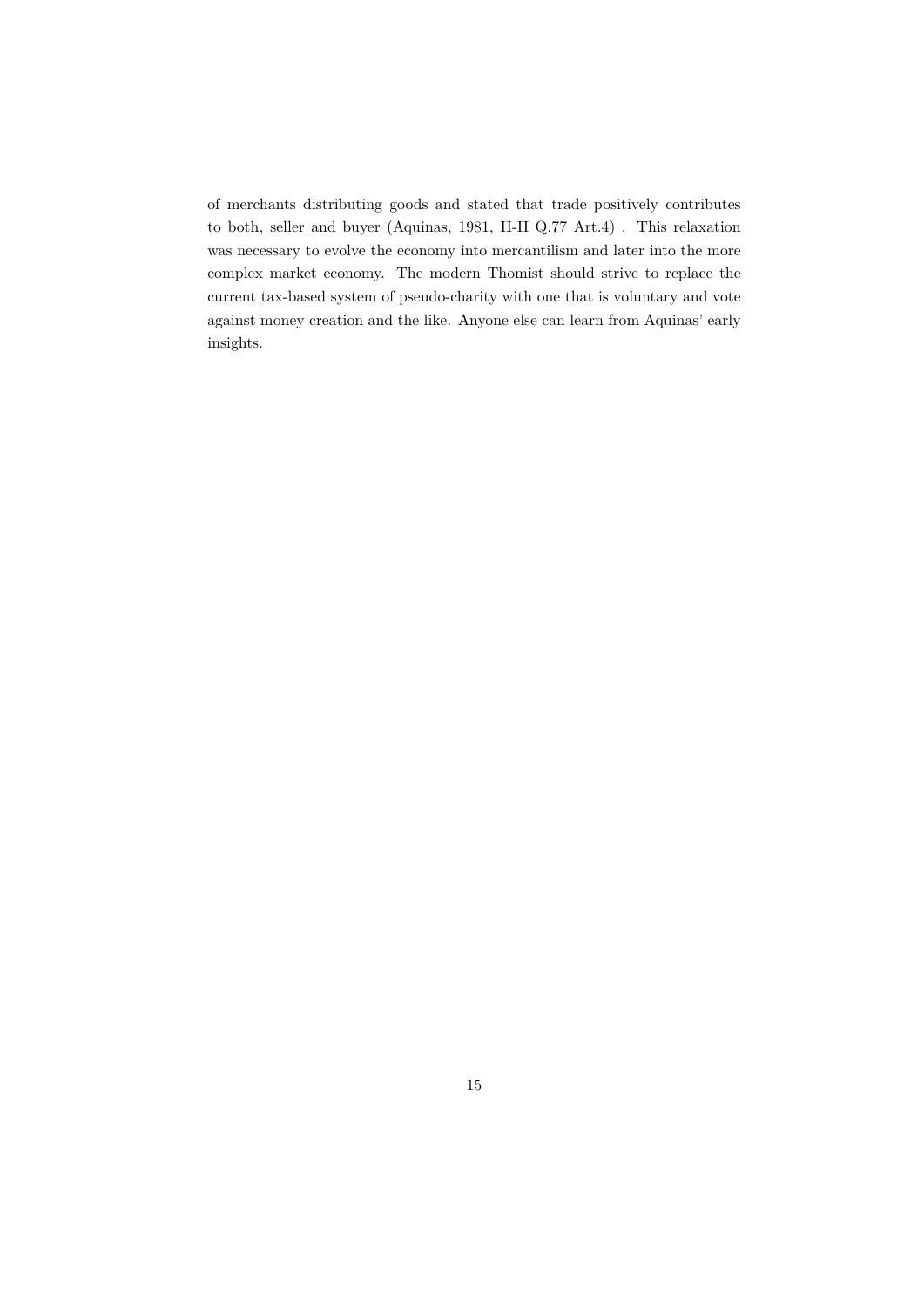of merchants distributing goods and stated that trade positively contributes to both, seller and buyer (Aquinas, 1981, II-II Q.77 Art.4) . This relaxation was necessary to evolve the economy into mercantilism and later into the more complex market economy. The modern Thomist should strive to replace the current tax-based system of pseudo-charity with one that is voluntary and vote against money creation and the like. Anyone else can learn from Aquinas' early insights.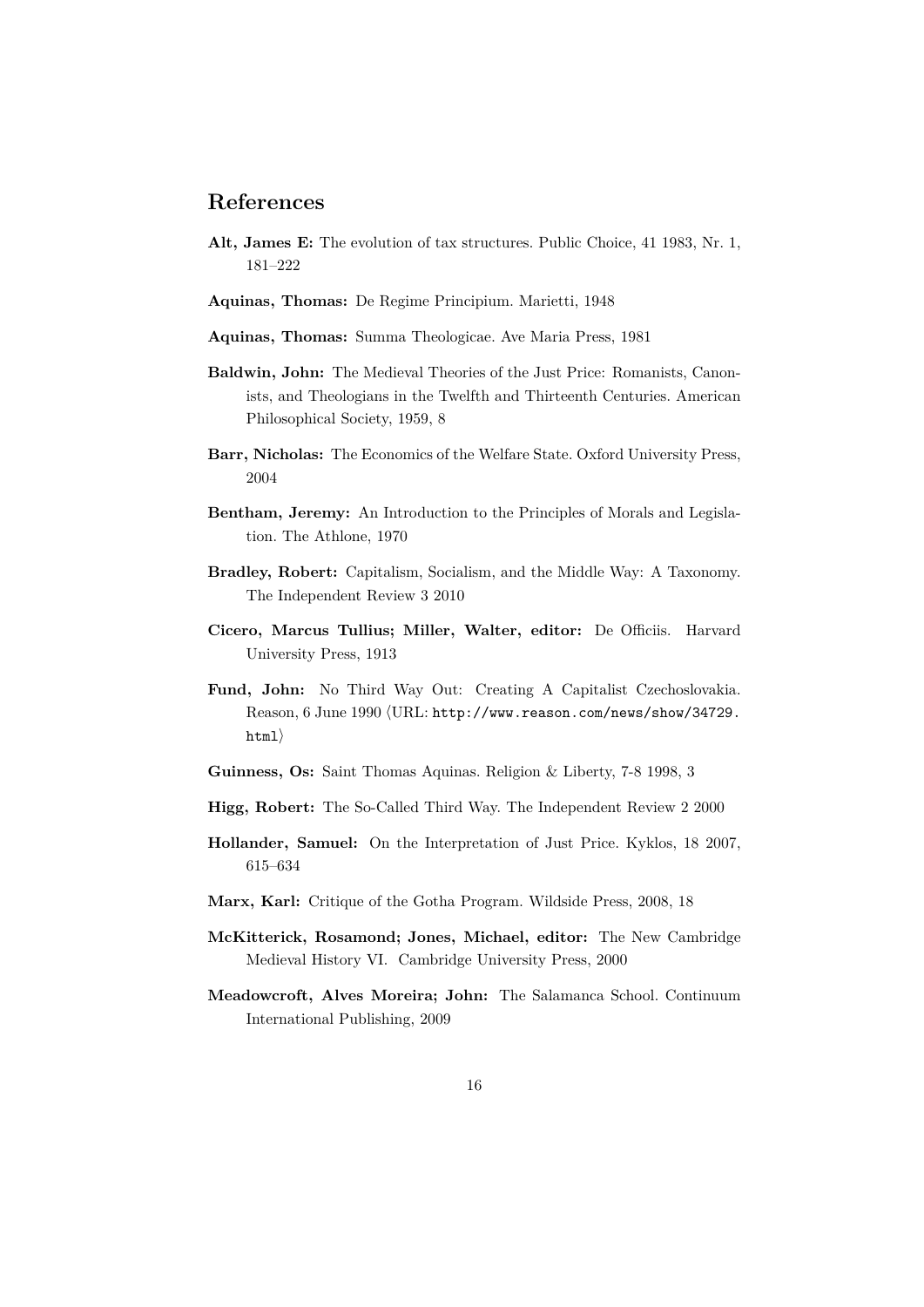## References

**Alt, James E:** The evolution of tax structures. Public Choice, 41 1983, Nr. 1, 181–222

**Aquinas, Thomas:** De Regime Principium. Marietti, 1948

**Aquinas, Thomas:** Summa Theologicae. Ave Maria Press, 1981

**Baldwin, John:** The Medieval Theories of the Just Price: Romanists, Canonists, and Theologians in the Twelfth and Thirteenth Centuries. American Philosophical Society, 1959, 8

**Barr, Nicholas:** The Economics of the Welfare State. Oxford University Press, 2004

**Bentham, Jeremy:** An Introduction to the Principles of Morals and Legislation. The Athlone, 1970

**Bradley, Robert:** Capitalism, Socialism, and the Middle Way: A Taxonomy. The Independent Review 3 2010

**Cicero, Marcus Tullius; Miller, Walter, editor:** De Officiis. Harvard University Press, 1913

**Fund, John:** No Third Way Out: Creating A Capitalist Czechoslovakia. Reason, 6 June 1990 ⟨URL: `http://www.reason.com/news/show/34729.html`⟩

**Guinness, Os:** Saint Thomas Aquinas. Religion & Liberty, 7-8 1998, 3

**Higg, Robert:** The So-Called Third Way. The Independent Review 2 2000

**Hollander, Samuel:** On the Interpretation of Just Price. Kyklos, 18 2007, 615–634

**Marx, Karl:** Critique of the Gotha Program. Wildside Press, 2008, 18

**McKitterick, Rosamond; Jones, Michael, editor:** The New Cambridge Medieval History VI. Cambridge University Press, 2000

**Meadowcroft, Alves Moreira; John:** The Salamanca School. Continuum International Publishing, 2009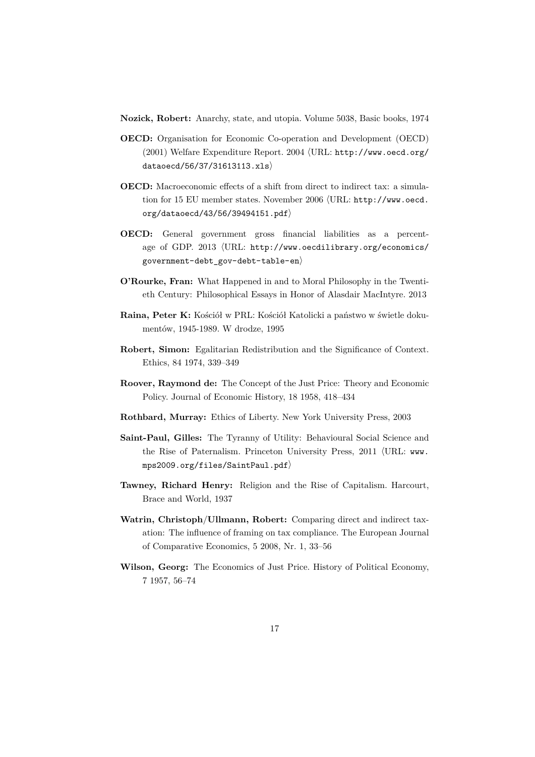**Nozick, Robert:** Anarchy, state, and utopia. Volume 5038, Basic books, 1974

**OECD:** Organisation for Economic Co-operation and Development (OECD) (2001) Welfare Expenditure Report. 2004 ⟨URL: http://www.oecd.org/dataoecd/56/37/31613113.xls⟩

**OECD:** Macroeconomic effects of a shift from direct to indirect tax: a simulation for 15 EU member states. November 2006 ⟨URL: http://www.oecd.org/dataoecd/43/56/39494151.pdf⟩

**OECD:** General government gross financial liabilities as a percentage of GDP. 2013 ⟨URL: http://www.oecdilibrary.org/economics/government-debt_gov-debt-table-en⟩

**O'Rourke, Fran:** What Happened in and to Moral Philosophy in the Twentieth Century: Philosophical Essays in Honor of Alasdair MacIntyre. 2013

**Raina, Peter K:** Kościół w PRL: Kościół Katolicki a państwo w świetle dokumentów, 1945-1989. W drodze, 1995

**Robert, Simon:** Egalitarian Redistribution and the Significance of Context. Ethics, 84 1974, 339–349

**Roover, Raymond de:** The Concept of the Just Price: Theory and Economic Policy. Journal of Economic History, 18 1958, 418–434

**Rothbard, Murray:** Ethics of Liberty. New York University Press, 2003

**Saint-Paul, Gilles:** The Tyranny of Utility: Behavioural Social Science and the Rise of Paternalism. Princeton University Press, 2011 ⟨URL: www.mps2009.org/files/SaintPaul.pdf⟩

**Tawney, Richard Henry:** Religion and the Rise of Capitalism. Harcourt, Brace and World, 1937

**Watrin, Christoph/Ullmann, Robert:** Comparing direct and indirect taxation: The influence of framing on tax compliance. The European Journal of Comparative Economics, 5 2008, Nr. 1, 33–56

**Wilson, Georg:** The Economics of Just Price. History of Political Economy, 7 1957, 56–74